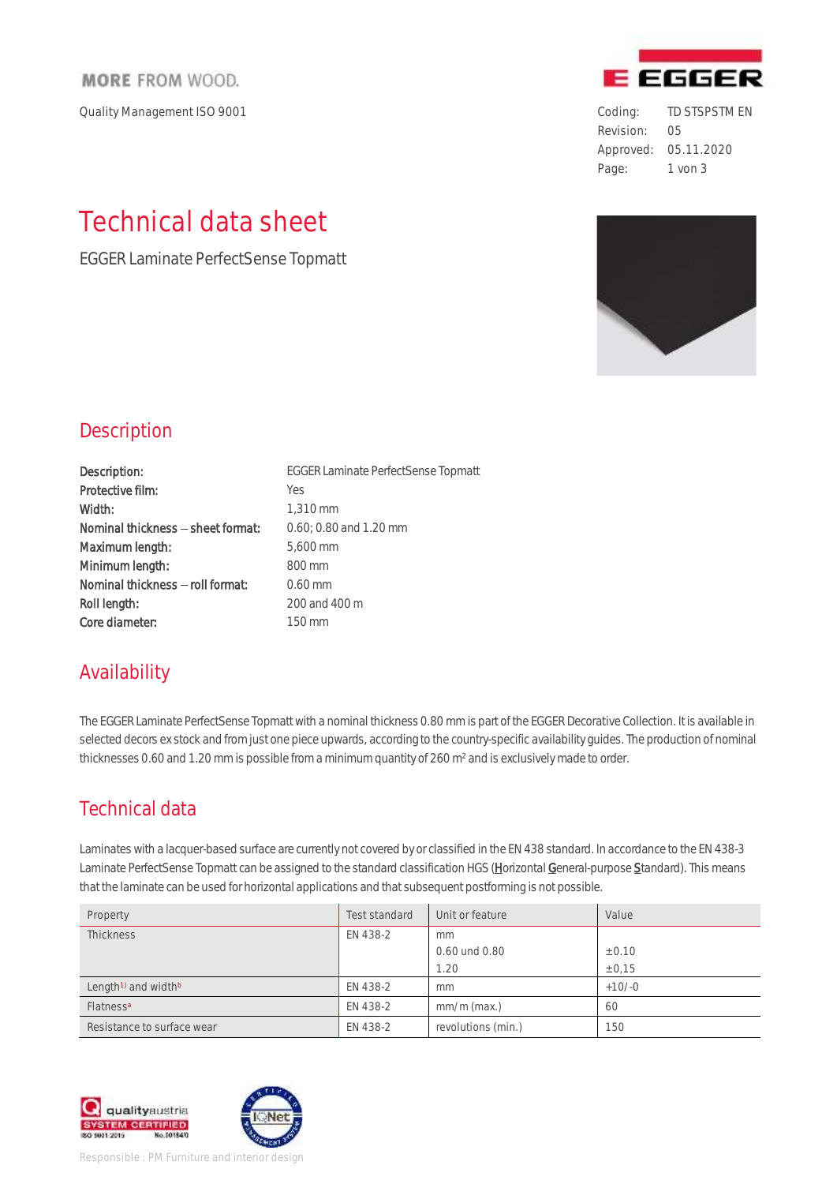MORE FROM WOOD.

Quality Management ISO 9001

Coding: TD STSPSTM EN
Revision: 05
Approved: 05.11.2020

# Technical data sheet

EGGER Laminate PerfectSense Topmatt

## Description

**Description:** EGGER Laminate PerfectSense Topmatt
**Protective film:** Yes
**Width:** 1,310 mm
**Nominal thickness – sheet format:** 0.60; 0.80 and 1.20 mm
**Maximum length:** 5,600 mm
**Minimum length:** 800 mm
**Nominal thickness – roll format:** 0.60 mm
**Roll length:** 200 and 400 m
**Core diameter:** 150 mm

## Availability

The EGGER Laminate PerfectSense Topmatt with a nominal thickness 0.80 mm is part of the EGGER Decorative Collection. It is available in selected decors ex stock and from just one piece upwards, according to the country-specific availability guides. The production of nominal thicknesses 0.60 and 1.20 mm is possible from a minimum quantity of 260 m² and is exclusively made to order.

## Technical data

Laminates with a lacquer-based surface are currently not covered by or classified in the EN 438 standard. In accordance to the EN 438-3 Laminate PerfectSense Topmatt can be assigned to the standard classification HGS (Horizontal General-purpose Standard). This means that the laminate can be used for horizontal applications and that subsequent postforming is not possible.

| Property | Test standard | Unit or feature | Value |
|---|---|---|---|
| Thickness | EN 438-2 | mm<br>0.60 und 0.80<br>1.20 | <br>±0.10<br>±0,15 |
| Length[1)] and width[b] | EN 438-2 | mm | +10/-0 |
| Flatness[a] | EN 438-2 | mm/m (max.) | 60 |
| Resistance to surface wear | EN 438-2 | revolutions (min.) | 150 |

Responsible : PM Furniture and interior design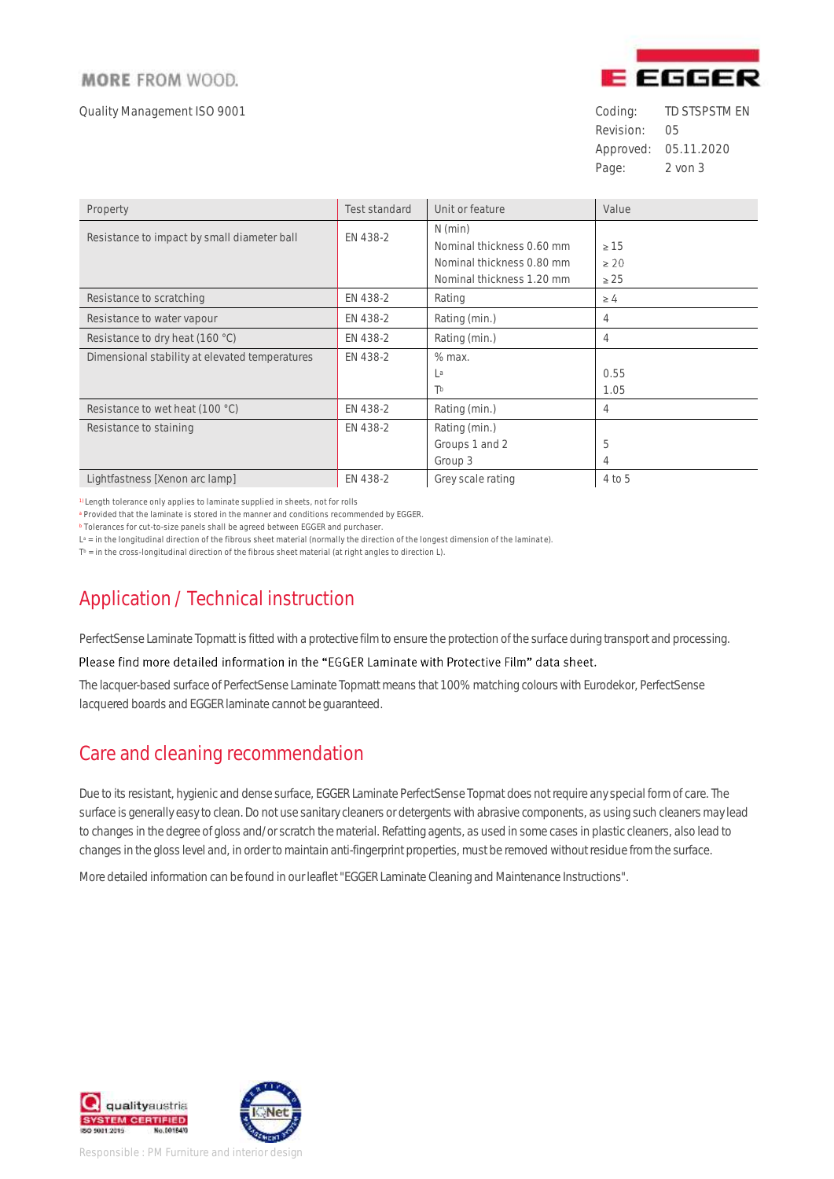| Property | Test standard | Unit or feature | Value |
|---|---|---|---|
| Resistance to impact by small diameter ball | EN 438-2 | N (min)<br>Nominal thickness 0.60 mm<br>Nominal thickness 0.80 mm<br>Nominal thickness 1.20 mm | <br>≥ 15<br>≥ 20<br>≥ 25 |
| Resistance to scratching | EN 438-2 | Rating | ≥ 4 |
| Resistance to water vapour | EN 438-2 | Rating (min.) | 4 |
| Resistance to dry heat (160 °C) | EN 438-2 | Rating (min.) | 4 |
| Dimensional stability at elevated temperatures | EN 438-2 | % max.<br>L[a]<br>T[b] | <br>0.55<br>1.05 |
| Resistance to wet heat (100 °C) | EN 438-2 | Rating (min.) | 4 |
| Resistance to staining | EN 438-2 | Rating (min.)<br>Groups 1 and 2<br>Group 3 | <br>5<br>4 |
| Lightfastness [Xenon arc lamp] | EN 438-2 | Grey scale rating | 4 to 5 |

[1)] Length tolerance only applies to laminate supplied in sheets, not for rolls
[a] Provided that the laminate is stored in the manner and conditions recommended by EGGER.
[b] Tolerances for cut-to-size panels shall be agreed between EGGER and purchaser.
L[a] = in the longitudinal direction of the fibrous sheet material (normally the direction of the longest dimension of the laminate).
T[b] = in the cross-longitudinal direction of the fibrous sheet material (at right angles to direction L).

## Application / Technical instruction

PerfectSense Laminate Topmatt is fitted with a protective film to ensure the protection of the surface during transport and processing.

Please find more detailed information in the "EGGER Laminate with Protective Film" data sheet.

The lacquer-based surface of PerfectSense Laminate Topmatt means that 100% matching colours with Eurodekor, PerfectSense lacquered boards and EGGER laminate cannot be guaranteed.

## Care and cleaning recommendation

Due to its resistant, hygienic and dense surface, EGGER Laminate PerfectSense Topmat does not require any special form of care. The surface is generally easy to clean. Do not use sanitary cleaners or detergents with abrasive components, as using such cleaners may lead to changes in the degree of gloss and/or scratch the material. Refatting agents, as used in some cases in plastic cleaners, also lead to changes in the gloss level and, in order to maintain anti-fingerprint properties, must be removed without residue from the surface.

More detailed information can be found in our leaflet "EGGER Laminate Cleaning and Maintenance Instructions".

Responsible : PM Furniture and interior design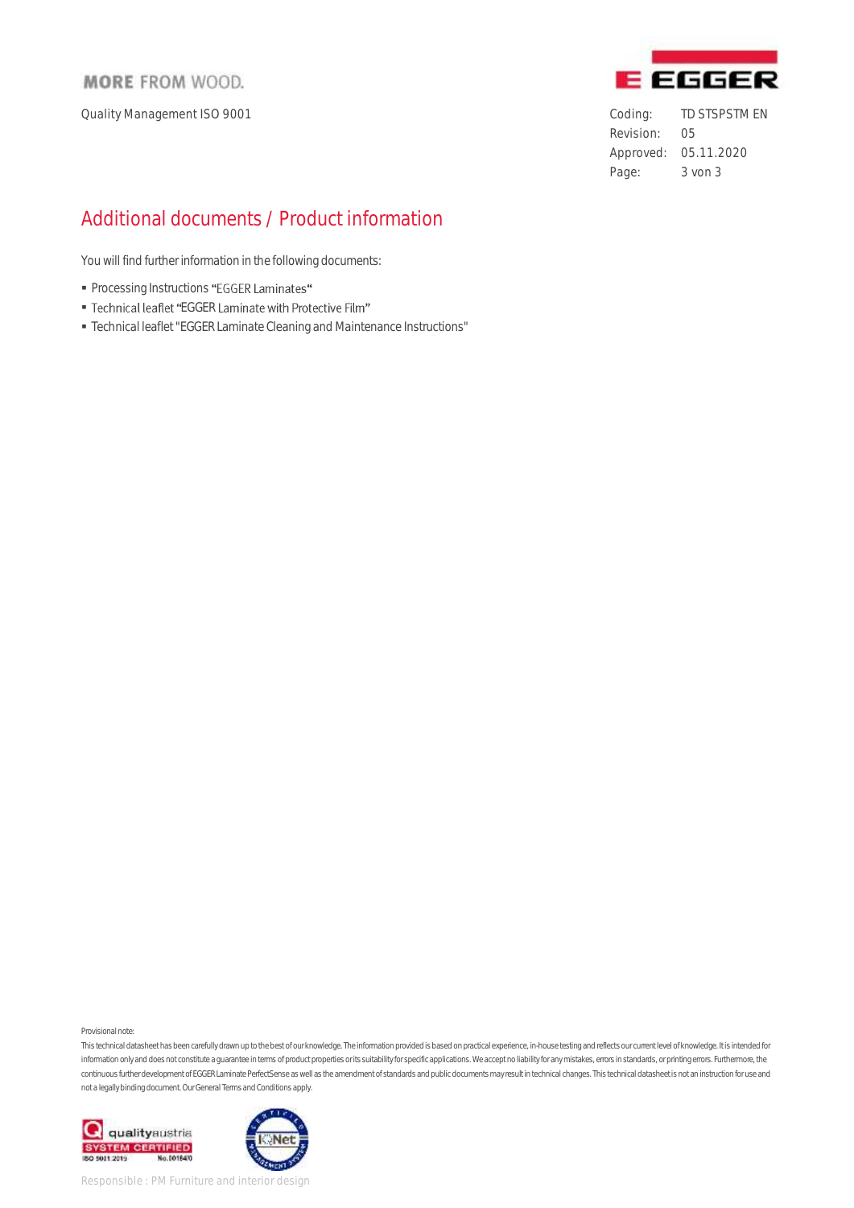## Additional documents / Product information

You will find further information in the following documents:

- Processing Instructions “EGGER Laminates“
- Technical leaflet “EGGER Laminate with Protective Film”
- Technical leaflet "EGGER Laminate Cleaning and Maintenance Instructions"

Provisional note:

This technical datasheet has been carefully drawn up to the best of our knowledge. The information provided is based on practical experience, in-house testing and reflects our current level of knowledge. It is intended for information only and does not constitute a guarantee in terms of product properties or its suitability for specific applications. We accept no liability for any mistakes, errors in standards, or printing errors. Furthermore, the continuous further development of EGGER Laminate PerfectSense as well as the amendment of standards and public documents may result in technical changes. This technical datasheet is not an instruction for use and not a legally binding document. Our General Terms and Conditions apply.

Responsible : PM Furniture and interior design